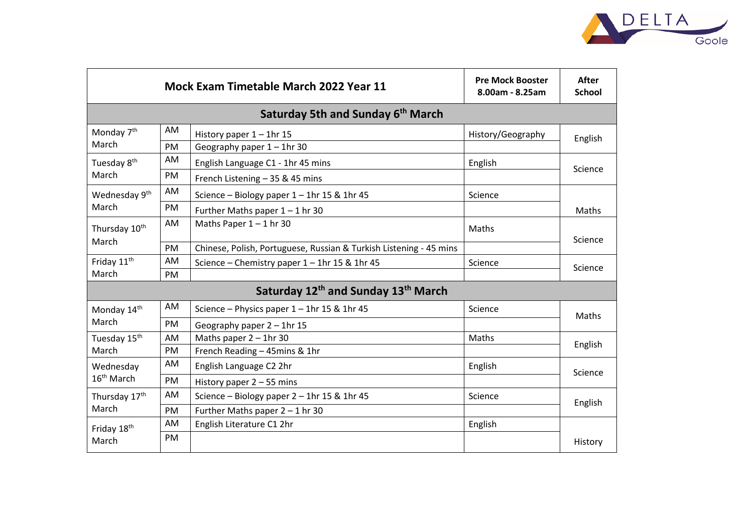| Mock Exam Timetable March 2022 Year 11 | | | Pre Mock Booster 8.00am - 8.25am | After School |
|---|---|---|---|---|
| **Saturday 5th and Sunday 6th March** | | | | |
| Monday 7th March | AM | History paper 1 – 1hr 15 | History/Geography | English |
| | PM | Geography paper 1 – 1hr 30 | | |
| Tuesday 8th March | AM | English Language C1 - 1hr 45 mins | English | Science |
| | PM | French Listening – 35 & 45 mins | | |
| Wednesday 9th March | AM | Science – Biology paper 1 – 1hr 15 & 1hr 45 | Science | |
| | PM | Further Maths paper 1 – 1 hr 30 | | Maths |
| Thursday 10th March | AM | Maths Paper 1 – 1 hr 30 | Maths | Science |
| | PM | Chinese, Polish, Portuguese, Russian & Turkish Listening - 45 mins | | |
| Friday 11th March | AM | Science – Chemistry paper 1 – 1hr 15 & 1hr 45 | Science | Science |
| | PM | | | |
| **Saturday 12th and Sunday 13th March** | | | | |
| Monday 14th March | AM | Science – Physics paper 1 – 1hr 15 & 1hr 45 | Science | Maths |
| | PM | Geography paper 2 – 1hr 15 | | |
| Tuesday 15th March | AM | Maths paper 2 – 1hr 30 | Maths | English |
| | PM | French Reading – 45mins & 1hr | | |
| Wednesday 16th March | AM | English Language C2 2hr | English | Science |
| | PM | History paper 2 – 55 mins | | |
| Thursday 17th March | AM | Science – Biology paper 2 – 1hr 15 & 1hr 45 | Science | English |
| | PM | Further Maths paper 2 – 1 hr 30 | | |
| Friday 18th March | AM | English Literature C1 2hr | English | |
| | PM | | | History |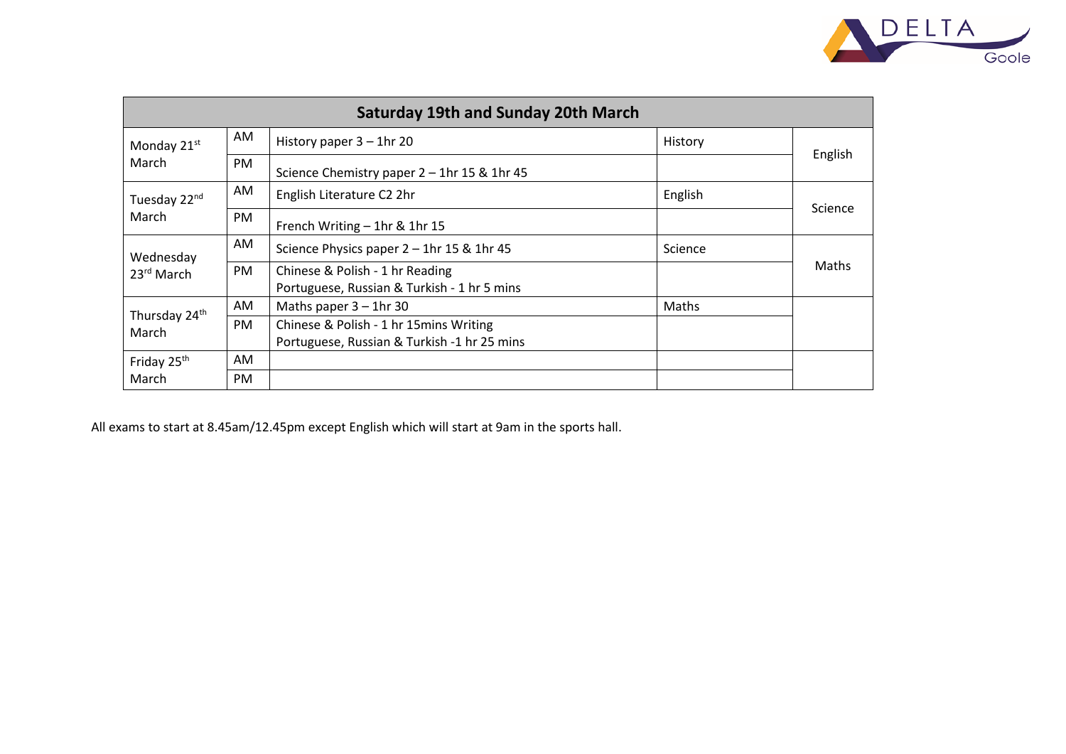| Saturday 19th and Sunday 20th March | | | | |
|---|---|---|---|---|
| Monday 21st March | AM | History paper 3 – 1hr 20 | History | English |
| | PM | Science Chemistry paper 2 – 1hr 15 & 1hr 45 | | |
| Tuesday 22nd March | AM | English Literature C2 2hr | English | Science |
| | PM | French Writing – 1hr & 1hr 15 | | |
| Wednesday 23rd March | AM | Science Physics paper 2 – 1hr 15 & 1hr 45 | Science | Maths |
| | PM | Chinese & Polish - 1 hr Reading<br>Portuguese, Russian & Turkish - 1 hr 5 mins | | |
| Thursday 24th March | AM | Maths paper 3 – 1hr 30 | Maths | |
| | PM | Chinese & Polish - 1 hr 15mins Writing<br>Portuguese, Russian & Turkish -1 hr 25 mins | | |
| Friday 25th March | AM | | | |
| | PM | | | |

All exams to start at 8.45am/12.45pm except English which will start at 9am in the sports hall.